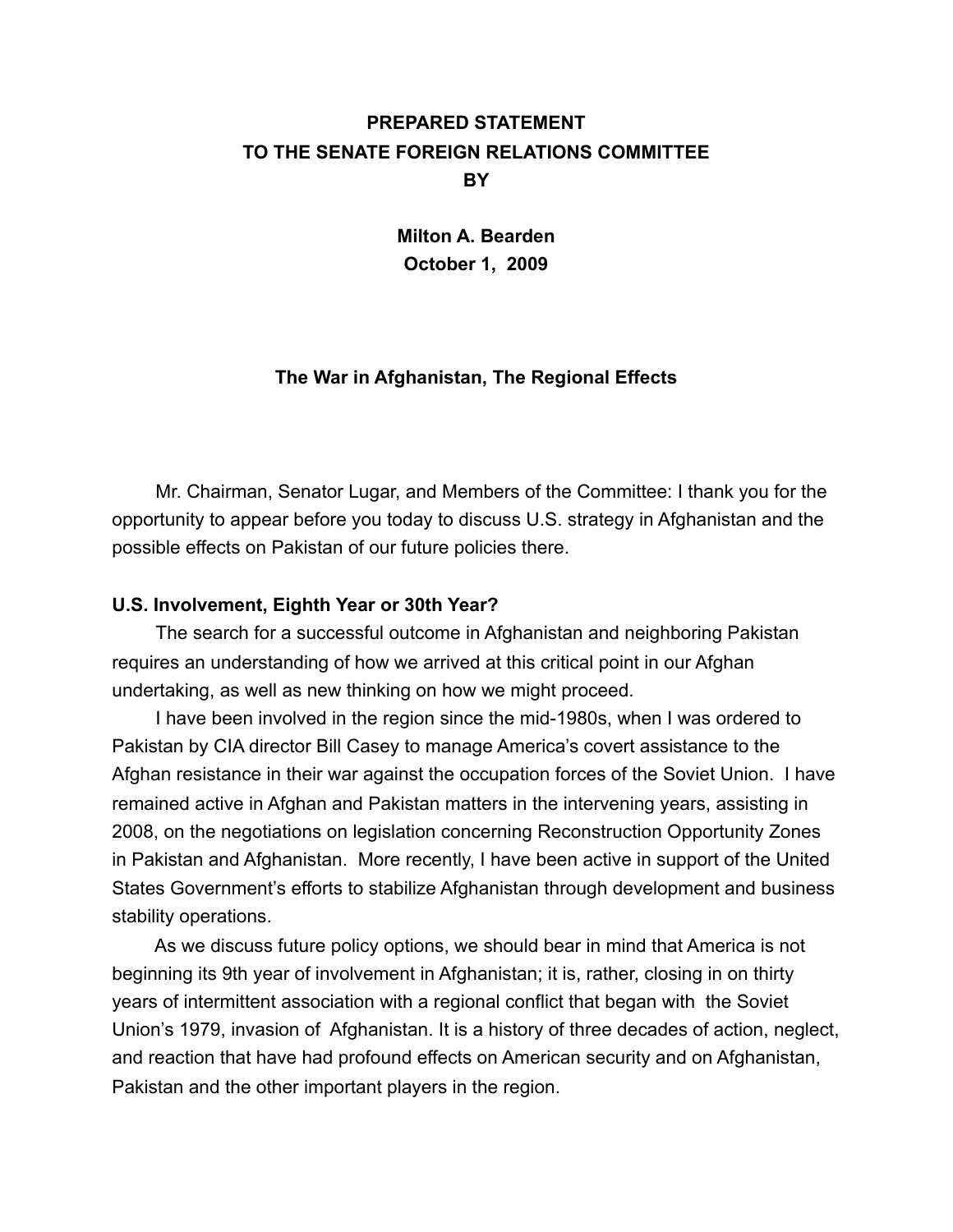**PREPARED STATEMENT**
**TO THE SENATE FOREIGN RELATIONS COMMITTEE**
**BY**

**Milton A. Bearden**
**October 1, 2009**

# The War in Afghanistan, The Regional Effects

Mr. Chairman, Senator Lugar, and Members of the Committee: I thank you for the opportunity to appear before you today to discuss U.S. strategy in Afghanistan and the possible effects on Pakistan of our future policies there.

## U.S. Involvement, Eighth Year or 30th Year?

The search for a successful outcome in Afghanistan and neighboring Pakistan requires an understanding of how we arrived at this critical point in our Afghan undertaking, as well as new thinking on how we might proceed.

I have been involved in the region since the mid-1980s, when I was ordered to Pakistan by CIA director Bill Casey to manage America's covert assistance to the Afghan resistance in their war against the occupation forces of the Soviet Union. I have remained active in Afghan and Pakistan matters in the intervening years, assisting in 2008, on the negotiations on legislation concerning Reconstruction Opportunity Zones in Pakistan and Afghanistan. More recently, I have been active in support of the United States Government's efforts to stabilize Afghanistan through development and business stability operations.

As we discuss future policy options, we should bear in mind that America is not beginning its 9th year of involvement in Afghanistan; it is, rather, closing in on thirty years of intermittent association with a regional conflict that began with the Soviet Union's 1979, invasion of Afghanistan. It is a history of three decades of action, neglect, and reaction that have had profound effects on American security and on Afghanistan, Pakistan and the other important players in the region.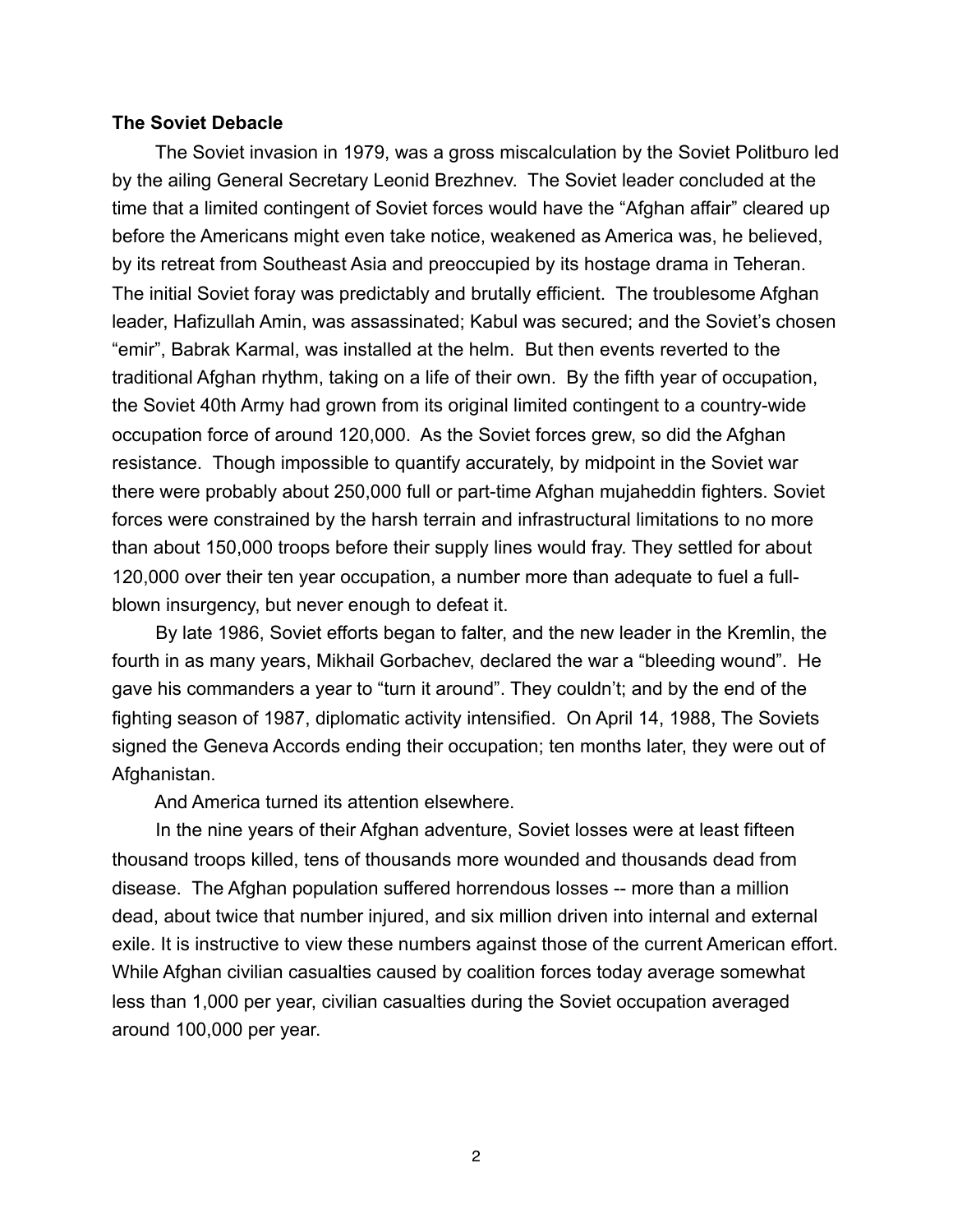**The Soviet Debacle**

The Soviet invasion in 1979, was a gross miscalculation by the Soviet Politburo led by the ailing General Secretary Leonid Brezhnev. The Soviet leader concluded at the time that a limited contingent of Soviet forces would have the "Afghan affair" cleared up before the Americans might even take notice, weakened as America was, he believed, by its retreat from Southeast Asia and preoccupied by its hostage drama in Teheran. The initial Soviet foray was predictably and brutally efficient. The troublesome Afghan leader, Hafizullah Amin, was assassinated; Kabul was secured; and the Soviet's chosen "emir", Babrak Karmal, was installed at the helm. But then events reverted to the traditional Afghan rhythm, taking on a life of their own. By the fifth year of occupation, the Soviet 40th Army had grown from its original limited contingent to a country-wide occupation force of around 120,000. As the Soviet forces grew, so did the Afghan resistance. Though impossible to quantify accurately, by midpoint in the Soviet war there were probably about 250,000 full or part-time Afghan mujaheddin fighters. Soviet forces were constrained by the harsh terrain and infrastructural limitations to no more than about 150,000 troops before their supply lines would fray. They settled for about 120,000 over their ten year occupation, a number more than adequate to fuel a full-blown insurgency, but never enough to defeat it.

By late 1986, Soviet efforts began to falter, and the new leader in the Kremlin, the fourth in as many years, Mikhail Gorbachev, declared the war a "bleeding wound". He gave his commanders a year to "turn it around". They couldn't; and by the end of the fighting season of 1987, diplomatic activity intensified. On April 14, 1988, The Soviets signed the Geneva Accords ending their occupation; ten months later, they were out of Afghanistan.

And America turned its attention elsewhere.

In the nine years of their Afghan adventure, Soviet losses were at least fifteen thousand troops killed, tens of thousands more wounded and thousands dead from disease. The Afghan population suffered horrendous losses -- more than a million dead, about twice that number injured, and six million driven into internal and external exile. It is instructive to view these numbers against those of the current American effort. While Afghan civilian casualties caused by coalition forces today average somewhat less than 1,000 per year, civilian casualties during the Soviet occupation averaged around 100,000 per year.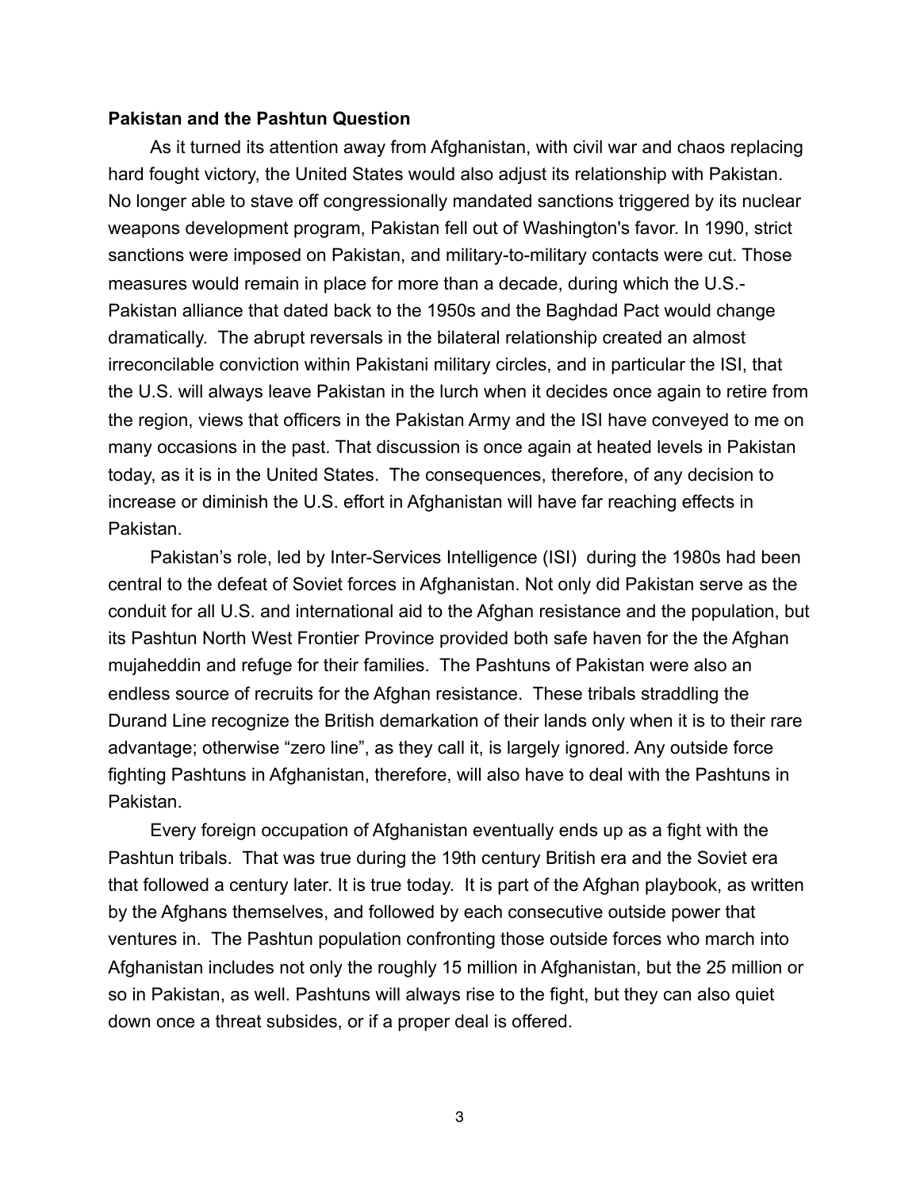**Pakistan and the Pashtun Question**

As it turned its attention away from Afghanistan, with civil war and chaos replacing hard fought victory, the United States would also adjust its relationship with Pakistan. No longer able to stave off congressionally mandated sanctions triggered by its nuclear weapons development program, Pakistan fell out of Washington's favor. In 1990, strict sanctions were imposed on Pakistan, and military-to-military contacts were cut. Those measures would remain in place for more than a decade, during which the U.S.-Pakistan alliance that dated back to the 1950s and the Baghdad Pact would change dramatically. The abrupt reversals in the bilateral relationship created an almost irreconcilable conviction within Pakistani military circles, and in particular the ISI, that the U.S. will always leave Pakistan in the lurch when it decides once again to retire from the region, views that officers in the Pakistan Army and the ISI have conveyed to me on many occasions in the past. That discussion is once again at heated levels in Pakistan today, as it is in the United States. The consequences, therefore, of any decision to increase or diminish the U.S. effort in Afghanistan will have far reaching effects in Pakistan.

Pakistan's role, led by Inter-Services Intelligence (ISI) during the 1980s had been central to the defeat of Soviet forces in Afghanistan. Not only did Pakistan serve as the conduit for all U.S. and international aid to the Afghan resistance and the population, but its Pashtun North West Frontier Province provided both safe haven for the the Afghan mujaheddin and refuge for their families. The Pashtuns of Pakistan were also an endless source of recruits for the Afghan resistance. These tribals straddling the Durand Line recognize the British demarkation of their lands only when it is to their rare advantage; otherwise "zero line", as they call it, is largely ignored. Any outside force fighting Pashtuns in Afghanistan, therefore, will also have to deal with the Pashtuns in Pakistan.

Every foreign occupation of Afghanistan eventually ends up as a fight with the Pashtun tribals. That was true during the 19th century British era and the Soviet era that followed a century later. It is true today. It is part of the Afghan playbook, as written by the Afghans themselves, and followed by each consecutive outside power that ventures in. The Pashtun population confronting those outside forces who march into Afghanistan includes not only the roughly 15 million in Afghanistan, but the 25 million or so in Pakistan, as well. Pashtuns will always rise to the fight, but they can also quiet down once a threat subsides, or if a proper deal is offered.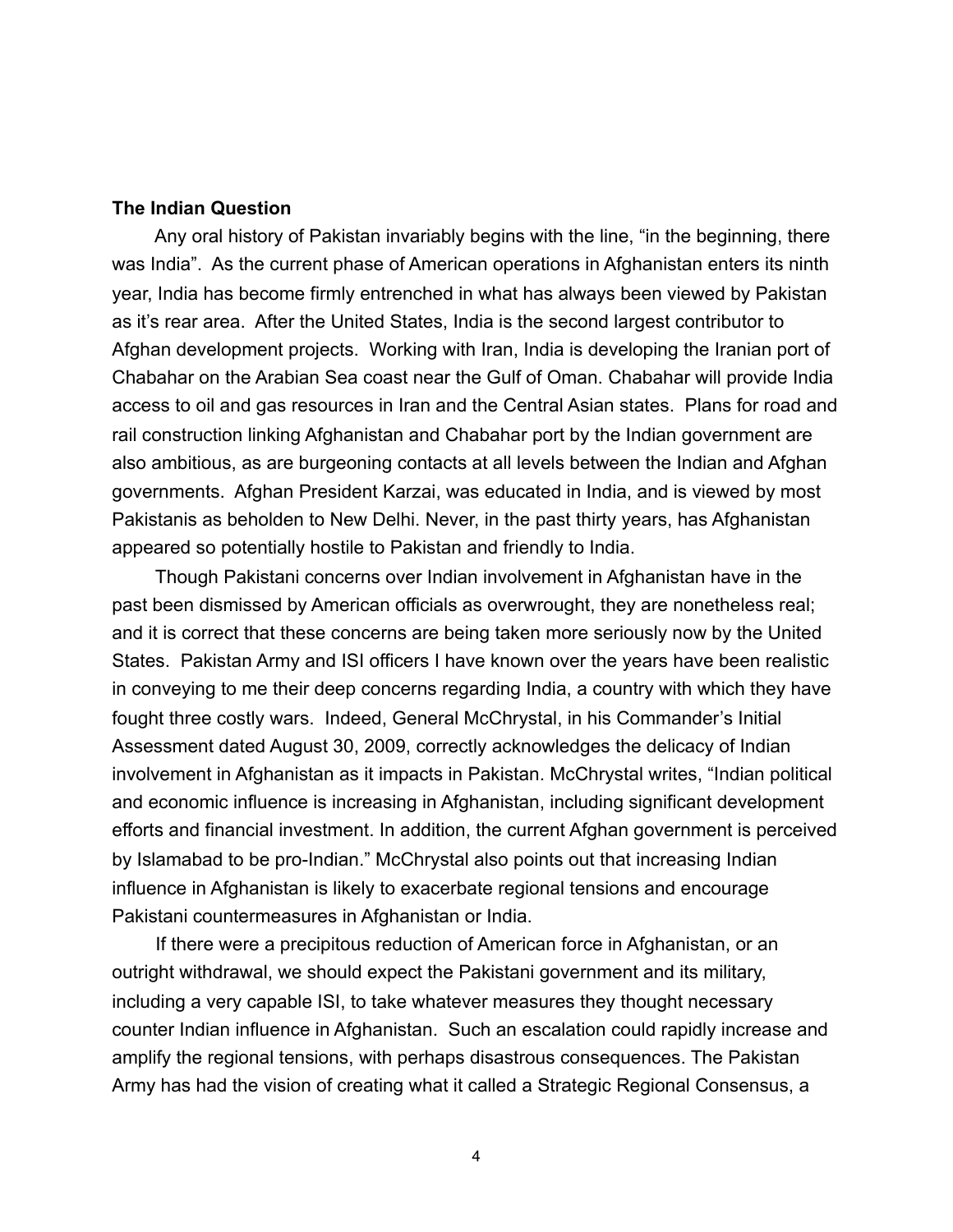**The Indian Question**

Any oral history of Pakistan invariably begins with the line, "in the beginning, there was India". As the current phase of American operations in Afghanistan enters its ninth year, India has become firmly entrenched in what has always been viewed by Pakistan as it's rear area. After the United States, India is the second largest contributor to Afghan development projects. Working with Iran, India is developing the Iranian port of Chabahar on the Arabian Sea coast near the Gulf of Oman. Chabahar will provide India access to oil and gas resources in Iran and the Central Asian states. Plans for road and rail construction linking Afghanistan and Chabahar port by the Indian government are also ambitious, as are burgeoning contacts at all levels between the Indian and Afghan governments. Afghan President Karzai, was educated in India, and is viewed by most Pakistanis as beholden to New Delhi. Never, in the past thirty years, has Afghanistan appeared so potentially hostile to Pakistan and friendly to India.

Though Pakistani concerns over Indian involvement in Afghanistan have in the past been dismissed by American officials as overwrought, they are nonetheless real; and it is correct that these concerns are being taken more seriously now by the United States. Pakistan Army and ISI officers I have known over the years have been realistic in conveying to me their deep concerns regarding India, a country with which they have fought three costly wars. Indeed, General McChrystal, in his Commander's Initial Assessment dated August 30, 2009, correctly acknowledges the delicacy of Indian involvement in Afghanistan as it impacts in Pakistan. McChrystal writes, "Indian political and economic influence is increasing in Afghanistan, including significant development efforts and financial investment. In addition, the current Afghan government is perceived by Islamabad to be pro-Indian." McChrystal also points out that increasing Indian influence in Afghanistan is likely to exacerbate regional tensions and encourage Pakistani countermeasures in Afghanistan or India.

If there were a precipitous reduction of American force in Afghanistan, or an outright withdrawal, we should expect the Pakistani government and its military, including a very capable ISI, to take whatever measures they thought necessary counter Indian influence in Afghanistan. Such an escalation could rapidly increase and amplify the regional tensions, with perhaps disastrous consequences. The Pakistan Army has had the vision of creating what it called a Strategic Regional Consensus, a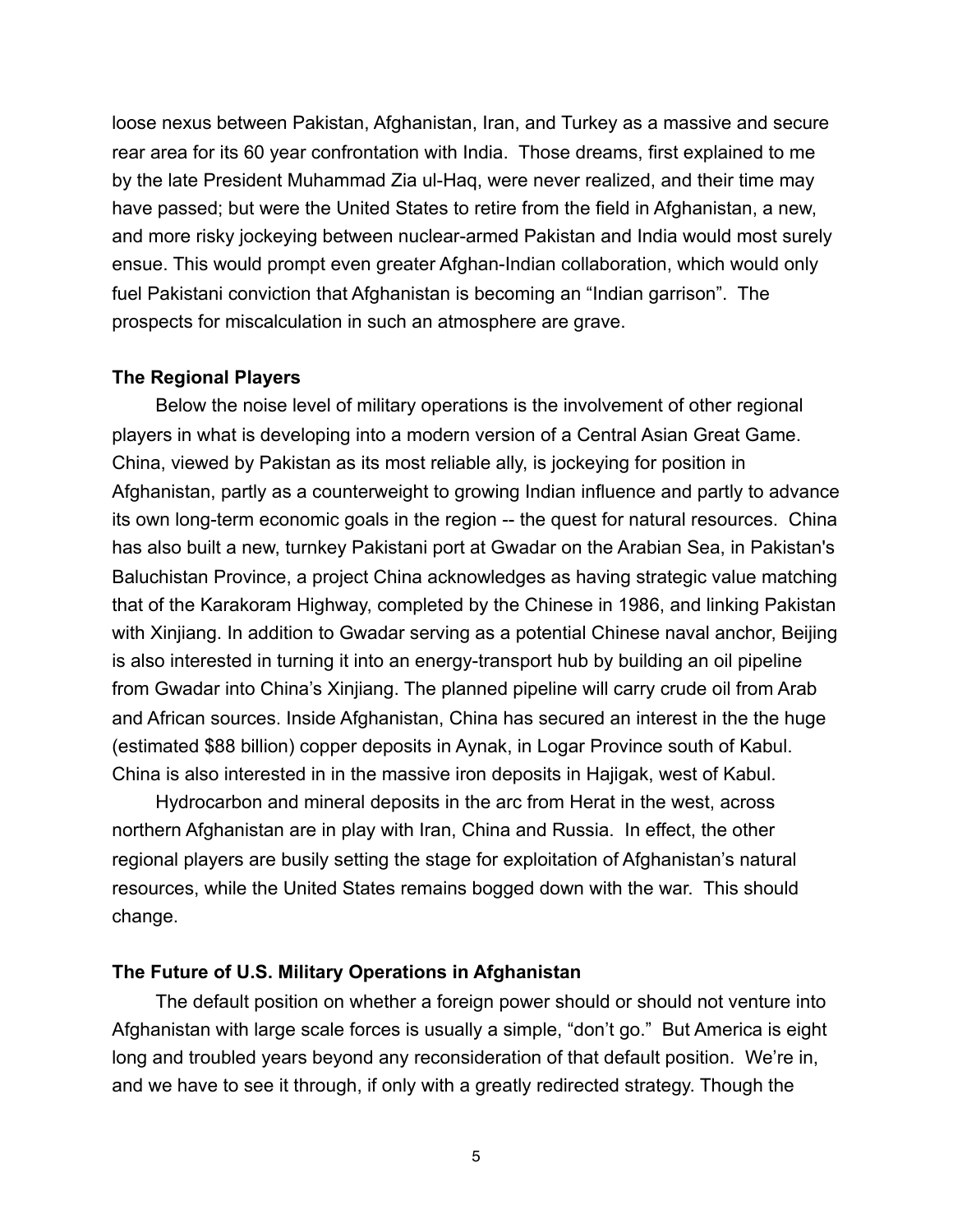loose nexus between Pakistan, Afghanistan, Iran, and Turkey as a massive and secure rear area for its 60 year confrontation with India. Those dreams, first explained to me by the late President Muhammad Zia ul-Haq, were never realized, and their time may have passed; but were the United States to retire from the field in Afghanistan, a new, and more risky jockeying between nuclear-armed Pakistan and India would most surely ensue. This would prompt even greater Afghan-Indian collaboration, which would only fuel Pakistani conviction that Afghanistan is becoming an "Indian garrison". The prospects for miscalculation in such an atmosphere are grave.

**The Regional Players**

Below the noise level of military operations is the involvement of other regional players in what is developing into a modern version of a Central Asian Great Game. China, viewed by Pakistan as its most reliable ally, is jockeying for position in Afghanistan, partly as a counterweight to growing Indian influence and partly to advance its own long-term economic goals in the region -- the quest for natural resources. China has also built a new, turnkey Pakistani port at Gwadar on the Arabian Sea, in Pakistan's Baluchistan Province, a project China acknowledges as having strategic value matching that of the Karakoram Highway, completed by the Chinese in 1986, and linking Pakistan with Xinjiang. In addition to Gwadar serving as a potential Chinese naval anchor, Beijing is also interested in turning it into an energy-transport hub by building an oil pipeline from Gwadar into China's Xinjiang. The planned pipeline will carry crude oil from Arab and African sources. Inside Afghanistan, China has secured an interest in the the huge (estimated $88 billion) copper deposits in Aynak, in Logar Province south of Kabul. China is also interested in in the massive iron deposits in Hajigak, west of Kabul.

Hydrocarbon and mineral deposits in the arc from Herat in the west, across northern Afghanistan are in play with Iran, China and Russia. In effect, the other regional players are busily setting the stage for exploitation of Afghanistan's natural resources, while the United States remains bogged down with the war. This should change.

**The Future of U.S. Military Operations in Afghanistan**

The default position on whether a foreign power should or should not venture into Afghanistan with large scale forces is usually a simple, "don't go." But America is eight long and troubled years beyond any reconsideration of that default position. We're in, and we have to see it through, if only with a greatly redirected strategy. Though the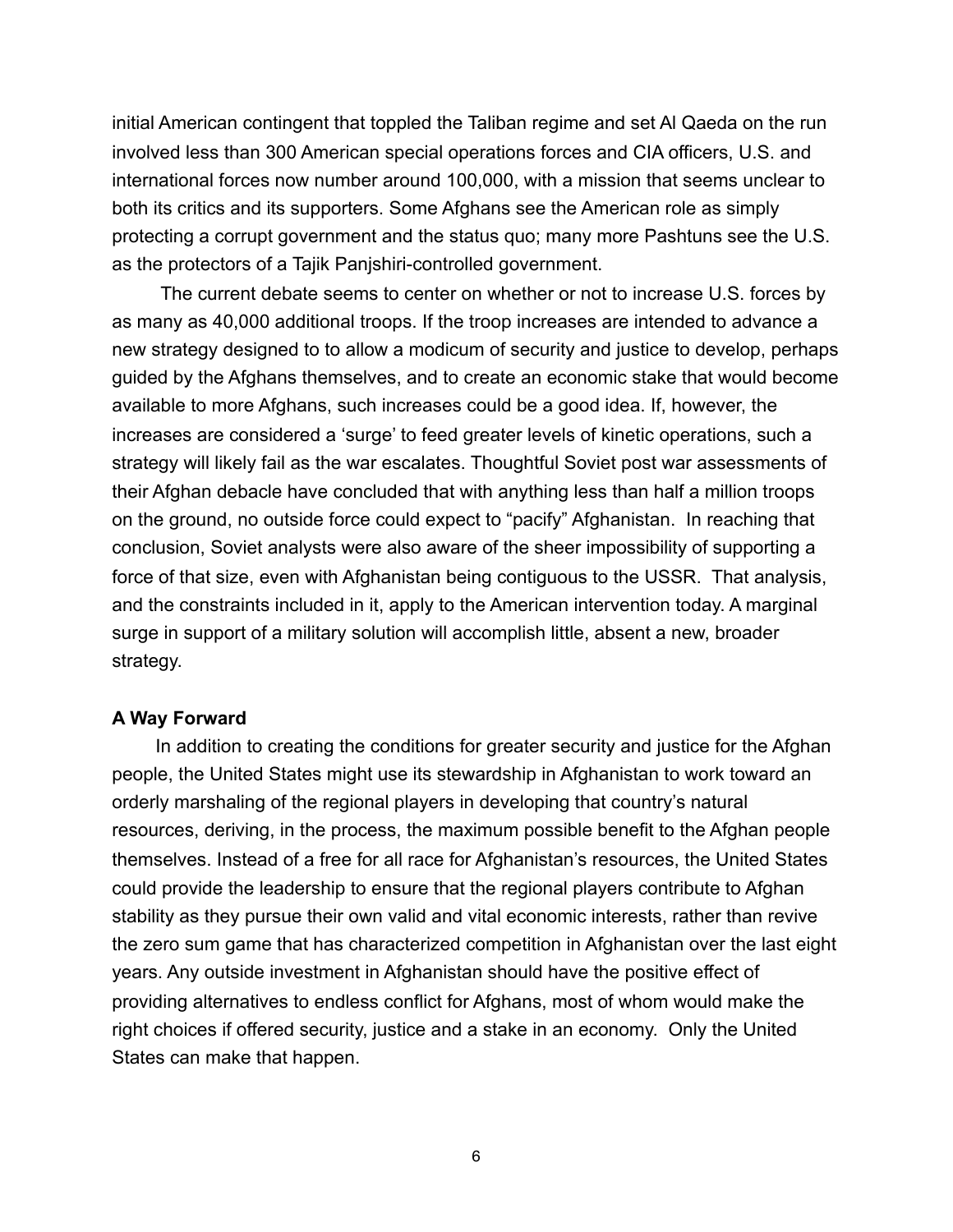initial American contingent that toppled the Taliban regime and set Al Qaeda on the run involved less than 300 American special operations forces and CIA officers, U.S. and international forces now number around 100,000, with a mission that seems unclear to both its critics and its supporters. Some Afghans see the American role as simply protecting a corrupt government and the status quo; many more Pashtuns see the U.S. as the protectors of a Tajik Panjshiri-controlled government.

The current debate seems to center on whether or not to increase U.S. forces by as many as 40,000 additional troops. If the troop increases are intended to advance a new strategy designed to to allow a modicum of security and justice to develop, perhaps guided by the Afghans themselves, and to create an economic stake that would become available to more Afghans, such increases could be a good idea. If, however, the increases are considered a 'surge' to feed greater levels of kinetic operations, such a strategy will likely fail as the war escalates. Thoughtful Soviet post war assessments of their Afghan debacle have concluded that with anything less than half a million troops on the ground, no outside force could expect to "pacify" Afghanistan. In reaching that conclusion, Soviet analysts were also aware of the sheer impossibility of supporting a force of that size, even with Afghanistan being contiguous to the USSR. That analysis, and the constraints included in it, apply to the American intervention today. A marginal surge in support of a military solution will accomplish little, absent a new, broader strategy.

**A Way Forward**

In addition to creating the conditions for greater security and justice for the Afghan people, the United States might use its stewardship in Afghanistan to work toward an orderly marshaling of the regional players in developing that country's natural resources, deriving, in the process, the maximum possible benefit to the Afghan people themselves. Instead of a free for all race for Afghanistan's resources, the United States could provide the leadership to ensure that the regional players contribute to Afghan stability as they pursue their own valid and vital economic interests, rather than revive the zero sum game that has characterized competition in Afghanistan over the last eight years. Any outside investment in Afghanistan should have the positive effect of providing alternatives to endless conflict for Afghans, most of whom would make the right choices if offered security, justice and a stake in an economy. Only the United States can make that happen.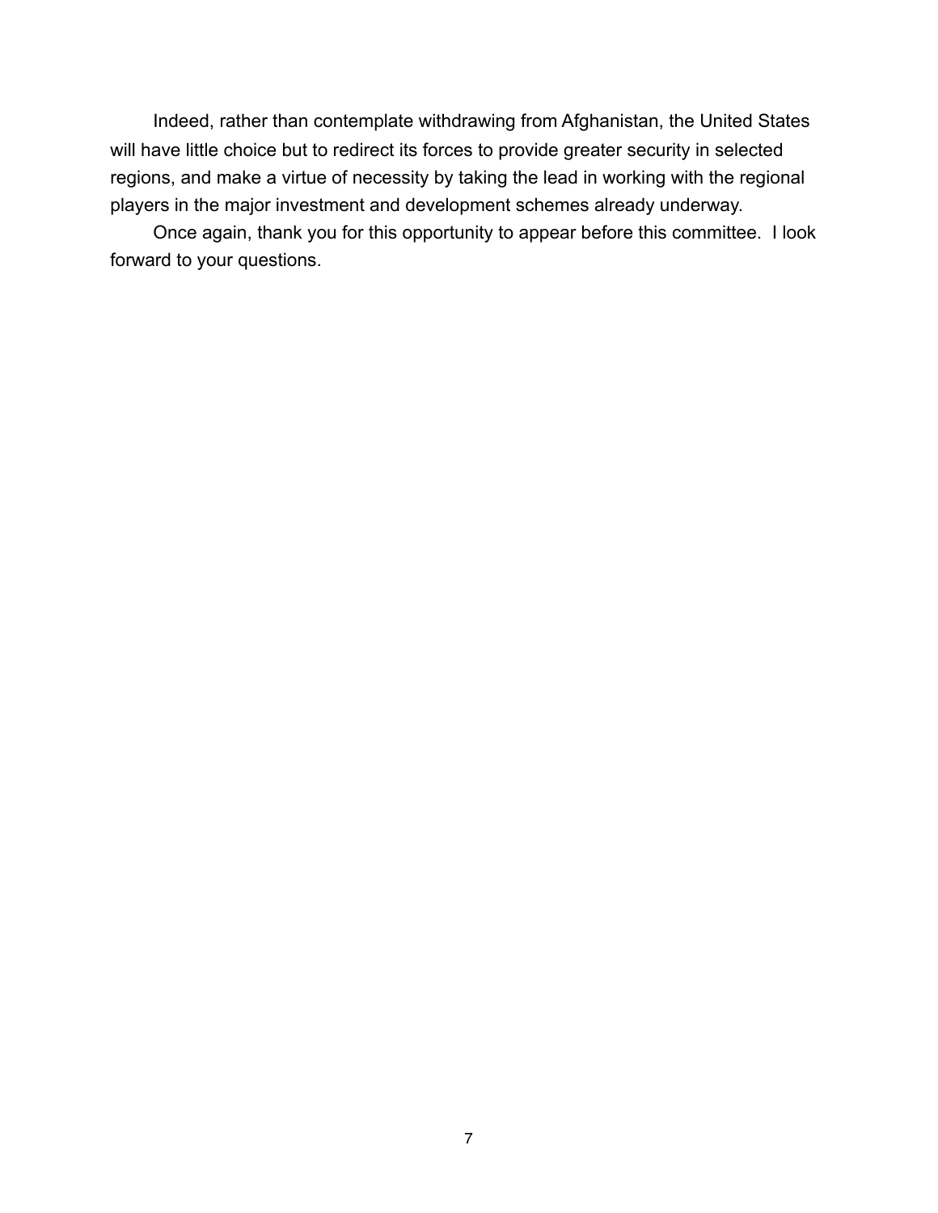Indeed, rather than contemplate withdrawing from Afghanistan, the United States will have little choice but to redirect its forces to provide greater security in selected regions, and make a virtue of necessity by taking the lead in working with the regional players in the major investment and development schemes already underway.

Once again, thank you for this opportunity to appear before this committee. I look forward to your questions.